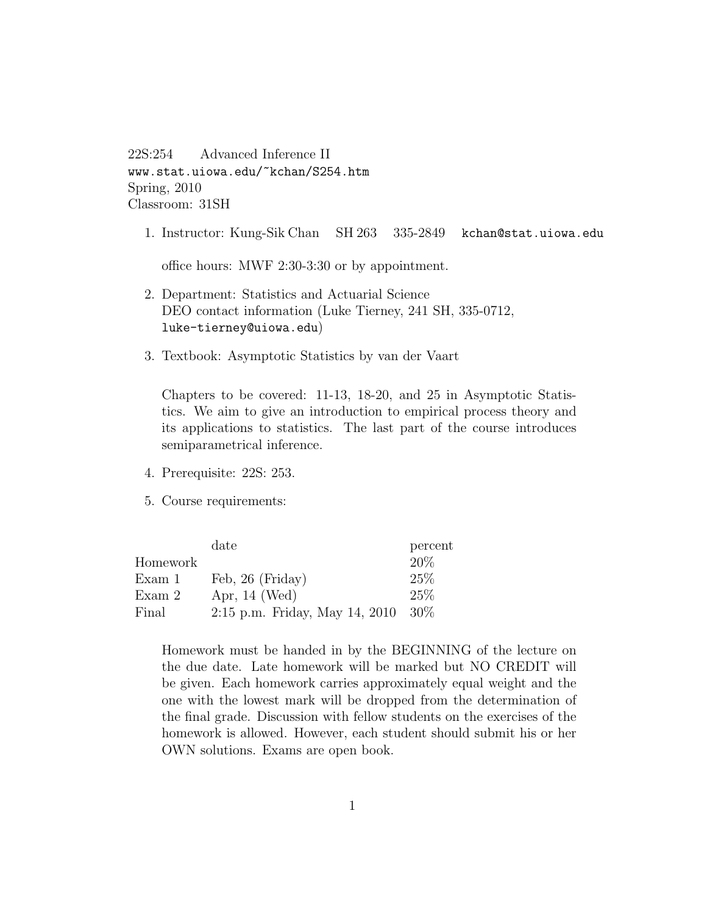22S:254 Advanced Inference II
www.stat.uiowa.edu/~kchan/S254.htm
Spring, 2010
Classroom: 31SH

1. Instructor: Kung-Sik Chan SH 263 335-2849 kchan@stat.uiowa.edu

   office hours: MWF 2:30-3:30 or by appointment.

2. Department: Statistics and Actuarial Science
   DEO contact information (Luke Tierney, 241 SH, 335-0712, luke-tierney@uiowa.edu)

3. Textbook: Asymptotic Statistics by van der Vaart

   Chapters to be covered: 11-13, 18-20, and 25 in Asymptotic Statistics. We aim to give an introduction to empirical process theory and its applications to statistics. The last part of the course introduces semiparametrical inference.

4. Prerequisite: 22S: 253.

5. Course requirements:

|  | date | percent |
|---|---|---|
| Homework |  | 20% |
| Exam 1 | Feb, 26 (Friday) | 25% |
| Exam 2 | Apr, 14 (Wed) | 25% |
| Final | 2:15 p.m. Friday, May 14, 2010 | 30% |

   Homework must be handed in by the BEGINNING of the lecture on the due date. Late homework will be marked but NO CREDIT will be given. Each homework carries approximately equal weight and the one with the lowest mark will be dropped from the determination of the final grade. Discussion with fellow students on the exercises of the homework is allowed. However, each student should submit his or her OWN solutions. Exams are open book.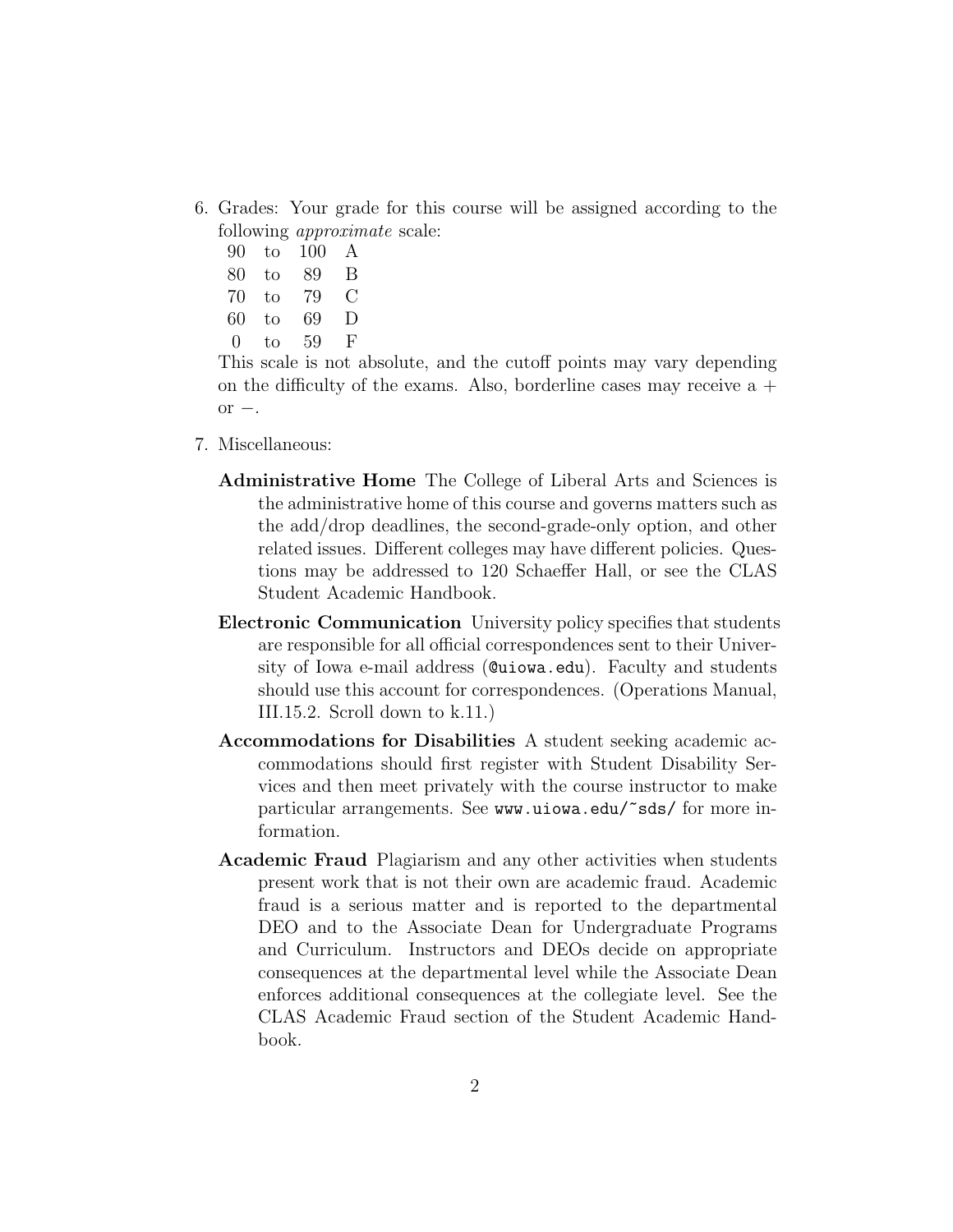6. Grades: Your grade for this course will be assigned according to the following *approximate* scale:

   | | | | |
   |---|---|---|---|
   | 90 | to | 100 | A |
   | 80 | to | 89 | B |
   | 70 | to | 79 | C |
   | 60 | to | 69 | D |
   | 0 | to | 59 | F |

   This scale is not absolute, and the cutoff points may vary depending on the difficulty of the exams. Also, borderline cases may receive a + or −.

7. Miscellaneous:

   **Administrative Home** The College of Liberal Arts and Sciences is the administrative home of this course and governs matters such as the add/drop deadlines, the second-grade-only option, and other related issues. Different colleges may have different policies. Questions may be addressed to 120 Schaeffer Hall, or see the CLAS Student Academic Handbook.

   **Electronic Communication** University policy specifies that students are responsible for all official correspondences sent to their University of Iowa e-mail address (`@uiowa.edu`). Faculty and students should use this account for correspondences. (Operations Manual, III.15.2. Scroll down to k.11.)

   **Accommodations for Disabilities** A student seeking academic accommodations should first register with Student Disability Services and then meet privately with the course instructor to make particular arrangements. See `www.uiowa.edu/~sds/` for more information.

   **Academic Fraud** Plagiarism and any other activities when students present work that is not their own are academic fraud. Academic fraud is a serious matter and is reported to the departmental DEO and to the Associate Dean for Undergraduate Programs and Curriculum. Instructors and DEOs decide on appropriate consequences at the departmental level while the Associate Dean enforces additional consequences at the collegiate level. See the CLAS Academic Fraud section of the Student Academic Handbook.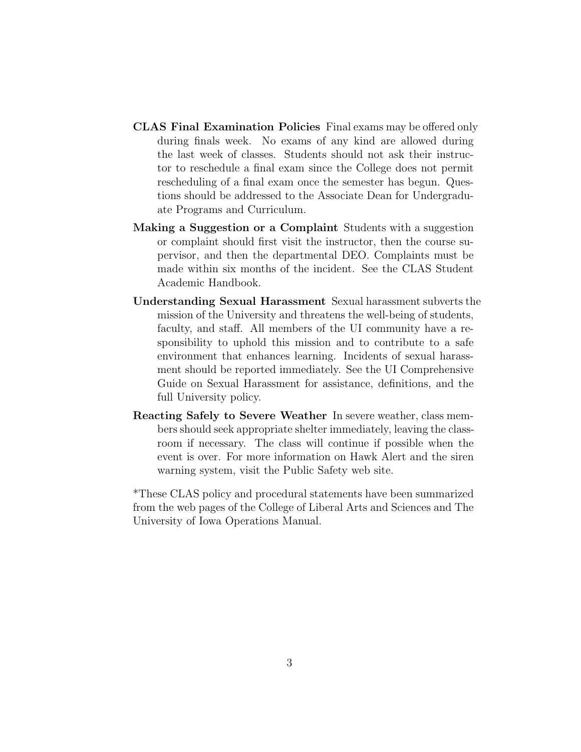**CLAS Final Examination Policies** Final exams may be offered only during finals week. No exams of any kind are allowed during the last week of classes. Students should not ask their instructor to reschedule a final exam since the College does not permit rescheduling of a final exam once the semester has begun. Questions should be addressed to the Associate Dean for Undergraduate Programs and Curriculum.

**Making a Suggestion or a Complaint** Students with a suggestion or complaint should first visit the instructor, then the course supervisor, and then the departmental DEO. Complaints must be made within six months of the incident. See the CLAS Student Academic Handbook.

**Understanding Sexual Harassment** Sexual harassment subverts the mission of the University and threatens the well-being of students, faculty, and staff. All members of the UI community have a responsibility to uphold this mission and to contribute to a safe environment that enhances learning. Incidents of sexual harassment should be reported immediately. See the UI Comprehensive Guide on Sexual Harassment for assistance, definitions, and the full University policy.

**Reacting Safely to Severe Weather** In severe weather, class members should seek appropriate shelter immediately, leaving the classroom if necessary. The class will continue if possible when the event is over. For more information on Hawk Alert and the siren warning system, visit the Public Safety web site.

*These CLAS policy and procedural statements have been summarized from the web pages of the College of Liberal Arts and Sciences and The University of Iowa Operations Manual.